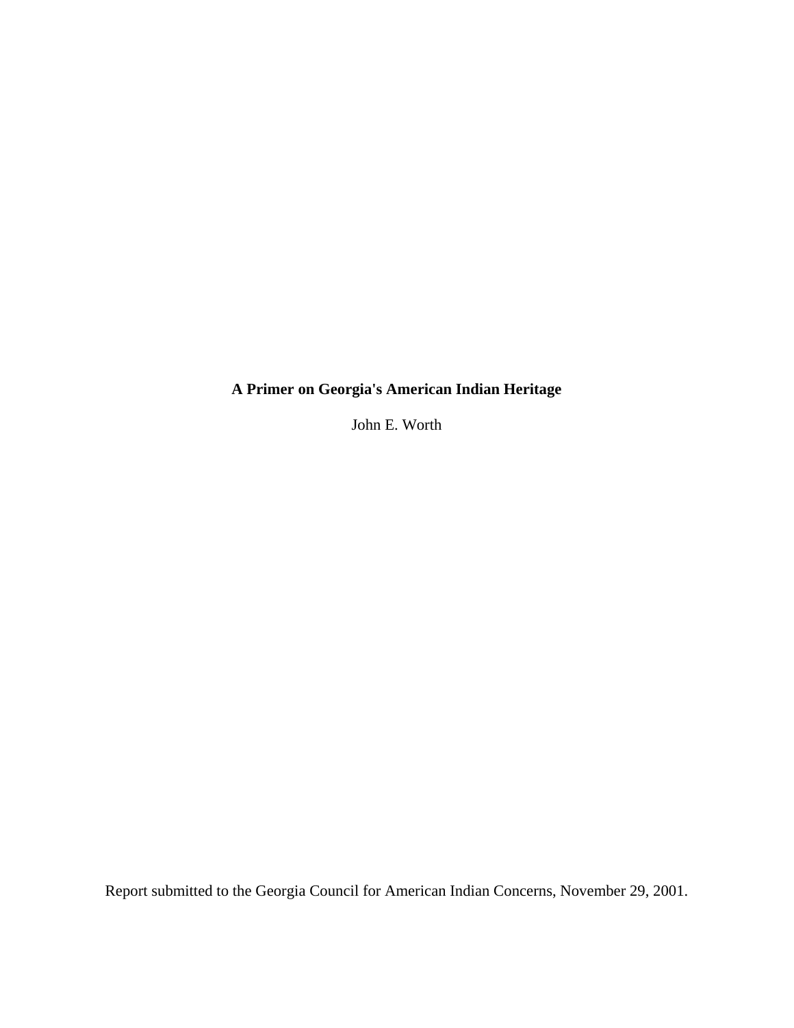# A Primer on Georgia's American Indian Heritage

John E. Worth

Report submitted to the Georgia Council for American Indian Concerns, November 29, 2001.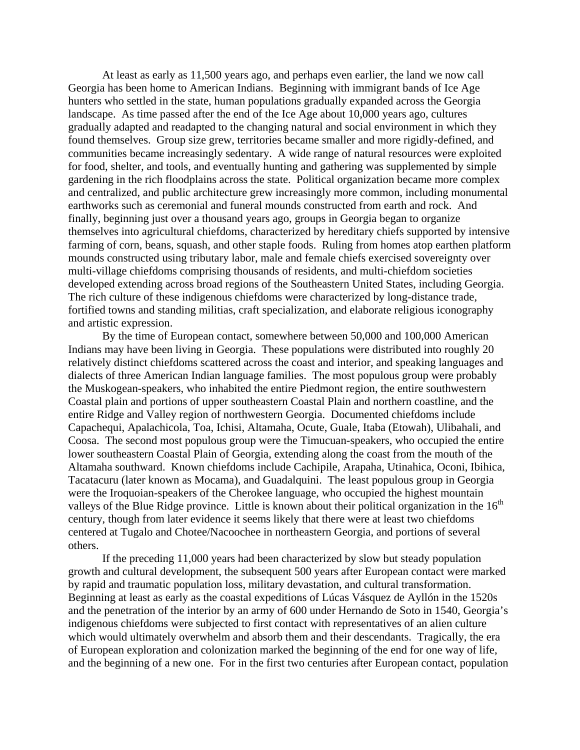At least as early as 11,500 years ago, and perhaps even earlier, the land we now call Georgia has been home to American Indians. Beginning with immigrant bands of Ice Age hunters who settled in the state, human populations gradually expanded across the Georgia landscape. As time passed after the end of the Ice Age about 10,000 years ago, cultures gradually adapted and readapted to the changing natural and social environment in which they found themselves. Group size grew, territories became smaller and more rigidly-defined, and communities became increasingly sedentary. A wide range of natural resources were exploited for food, shelter, and tools, and eventually hunting and gathering was supplemented by simple gardening in the rich floodplains across the state. Political organization became more complex and centralized, and public architecture grew increasingly more common, including monumental earthworks such as ceremonial and funeral mounds constructed from earth and rock. And finally, beginning just over a thousand years ago, groups in Georgia began to organize themselves into agricultural chiefdoms, characterized by hereditary chiefs supported by intensive farming of corn, beans, squash, and other staple foods. Ruling from homes atop earthen platform mounds constructed using tributary labor, male and female chiefs exercised sovereignty over multi-village chiefdoms comprising thousands of residents, and multi-chiefdom societies developed extending across broad regions of the Southeastern United States, including Georgia. The rich culture of these indigenous chiefdoms were characterized by long-distance trade, fortified towns and standing militias, craft specialization, and elaborate religious iconography and artistic expression.

By the time of European contact, somewhere between 50,000 and 100,000 American Indians may have been living in Georgia. These populations were distributed into roughly 20 relatively distinct chiefdoms scattered across the coast and interior, and speaking languages and dialects of three American Indian language families. The most populous group were probably the Muskogean-speakers, who inhabited the entire Piedmont region, the entire southwestern Coastal plain and portions of upper southeastern Coastal Plain and northern coastline, and the entire Ridge and Valley region of northwestern Georgia. Documented chiefdoms include Capachequi, Apalachicola, Toa, Ichisi, Altamaha, Ocute, Guale, Itaba (Etowah), Ulibahali, and Coosa. The second most populous group were the Timucuan-speakers, who occupied the entire lower southeastern Coastal Plain of Georgia, extending along the coast from the mouth of the Altamaha southward. Known chiefdoms include Cachipile, Arapaha, Utinahica, Oconi, Ibihica, Tacatacuru (later known as Mocama), and Guadalquini. The least populous group in Georgia were the Iroquoian-speakers of the Cherokee language, who occupied the highest mountain valleys of the Blue Ridge province. Little is known about their political organization in the 16th century, though from later evidence it seems likely that there were at least two chiefdoms centered at Tugalo and Chotee/Nacoochee in northeastern Georgia, and portions of several others.

If the preceding 11,000 years had been characterized by slow but steady population growth and cultural development, the subsequent 500 years after European contact were marked by rapid and traumatic population loss, military devastation, and cultural transformation. Beginning at least as early as the coastal expeditions of Lúcas Vásquez de Ayllón in the 1520s and the penetration of the interior by an army of 600 under Hernando de Soto in 1540, Georgia's indigenous chiefdoms were subjected to first contact with representatives of an alien culture which would ultimately overwhelm and absorb them and their descendants. Tragically, the era of European exploration and colonization marked the beginning of the end for one way of life, and the beginning of a new one. For in the first two centuries after European contact, population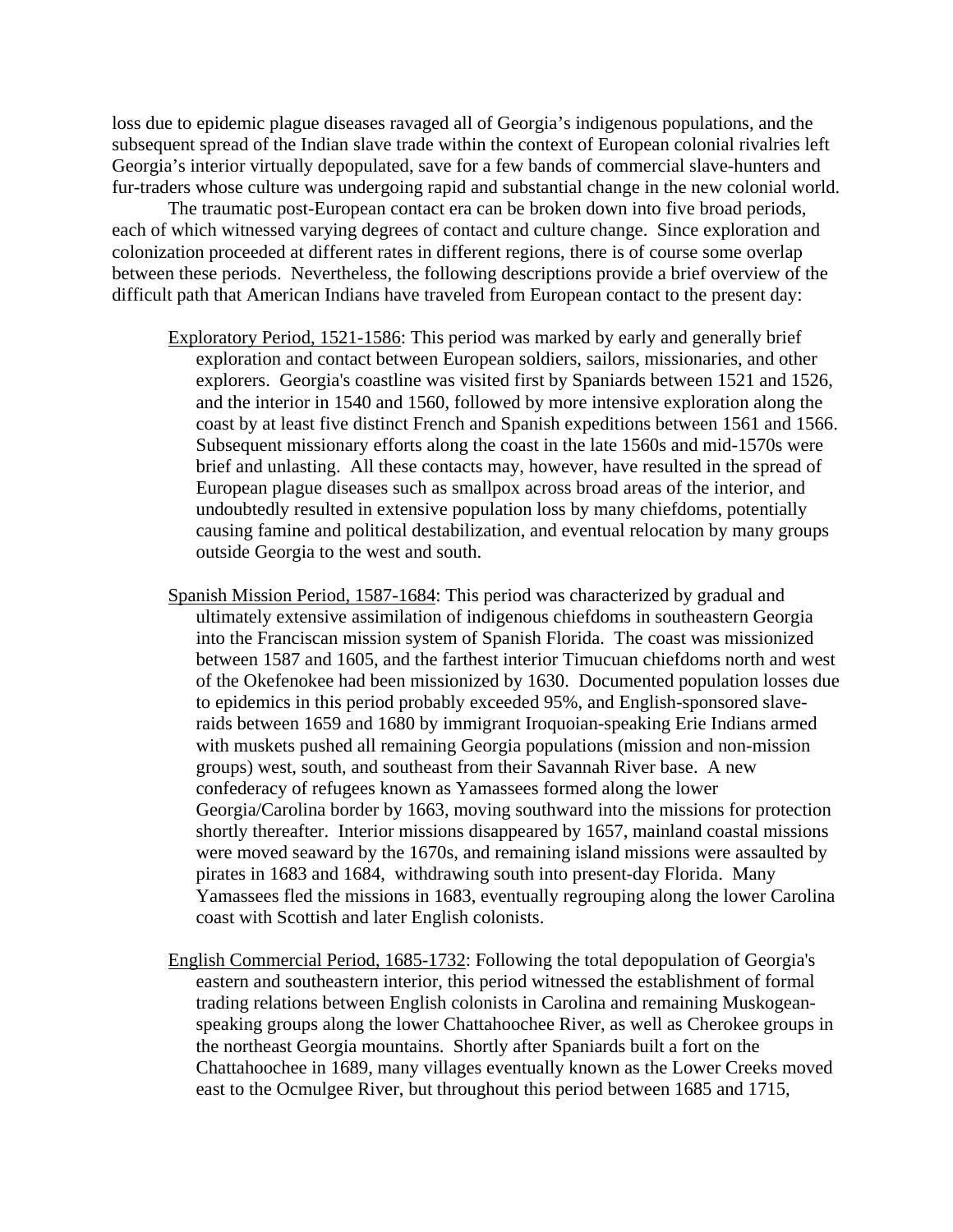loss due to epidemic plague diseases ravaged all of Georgia's indigenous populations, and the subsequent spread of the Indian slave trade within the context of European colonial rivalries left Georgia's interior virtually depopulated, save for a few bands of commercial slave-hunters and fur-traders whose culture was undergoing rapid and substantial change in the new colonial world.

The traumatic post-European contact era can be broken down into five broad periods, each of which witnessed varying degrees of contact and culture change. Since exploration and colonization proceeded at different rates in different regions, there is of course some overlap between these periods. Nevertheless, the following descriptions provide a brief overview of the difficult path that American Indians have traveled from European contact to the present day:

<u>Exploratory Period, 1521-1586</u>: This period was marked by early and generally brief exploration and contact between European soldiers, sailors, missionaries, and other explorers. Georgia's coastline was visited first by Spaniards between 1521 and 1526, and the interior in 1540 and 1560, followed by more intensive exploration along the coast by at least five distinct French and Spanish expeditions between 1561 and 1566. Subsequent missionary efforts along the coast in the late 1560s and mid-1570s were brief and unlasting. All these contacts may, however, have resulted in the spread of European plague diseases such as smallpox across broad areas of the interior, and undoubtedly resulted in extensive population loss by many chiefdoms, potentially causing famine and political destabilization, and eventual relocation by many groups outside Georgia to the west and south.

<u>Spanish Mission Period, 1587-1684</u>: This period was characterized by gradual and ultimately extensive assimilation of indigenous chiefdoms in southeastern Georgia into the Franciscan mission system of Spanish Florida. The coast was missionized between 1587 and 1605, and the farthest interior Timucuan chiefdoms north and west of the Okefenokee had been missionized by 1630. Documented population losses due to epidemics in this period probably exceeded 95%, and English-sponsored slave-raids between 1659 and 1680 by immigrant Iroquoian-speaking Erie Indians armed with muskets pushed all remaining Georgia populations (mission and non-mission groups) west, south, and southeast from their Savannah River base. A new confederacy of refugees known as Yamassees formed along the lower Georgia/Carolina border by 1663, moving southward into the missions for protection shortly thereafter. Interior missions disappeared by 1657, mainland coastal missions were moved seaward by the 1670s, and remaining island missions were assaulted by pirates in 1683 and 1684, withdrawing south into present-day Florida. Many Yamassees fled the missions in 1683, eventually regrouping along the lower Carolina coast with Scottish and later English colonists.

<u>English Commercial Period, 1685-1732</u>: Following the total depopulation of Georgia's eastern and southeastern interior, this period witnessed the establishment of formal trading relations between English colonists in Carolina and remaining Muskogean-speaking groups along the lower Chattahoochee River, as well as Cherokee groups in the northeast Georgia mountains. Shortly after Spaniards built a fort on the Chattahoochee in 1689, many villages eventually known as the Lower Creeks moved east to the Ocmulgee River, but throughout this period between 1685 and 1715,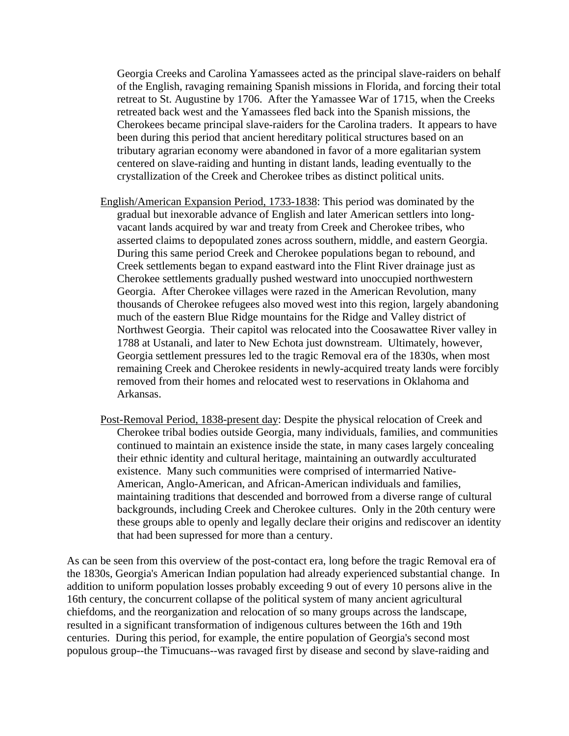Georgia Creeks and Carolina Yamassees acted as the principal slave-raiders on behalf of the English, ravaging remaining Spanish missions in Florida, and forcing their total retreat to St. Augustine by 1706. After the Yamassee War of 1715, when the Creeks retreated back west and the Yamassees fled back into the Spanish missions, the Cherokees became principal slave-raiders for the Carolina traders. It appears to have been during this period that ancient hereditary political structures based on an tributary agrarian economy were abandoned in favor of a more egalitarian system centered on slave-raiding and hunting in distant lands, leading eventually to the crystallization of the Creek and Cherokee tribes as distinct political units.

<u>English/American Expansion Period, 1733-1838</u>: This period was dominated by the gradual but inexorable advance of English and later American settlers into long-vacant lands acquired by war and treaty from Creek and Cherokee tribes, who asserted claims to depopulated zones across southern, middle, and eastern Georgia. During this same period Creek and Cherokee populations began to rebound, and Creek settlements began to expand eastward into the Flint River drainage just as Cherokee settlements gradually pushed westward into unoccupied northwestern Georgia. After Cherokee villages were razed in the American Revolution, many thousands of Cherokee refugees also moved west into this region, largely abandoning much of the eastern Blue Ridge mountains for the Ridge and Valley district of Northwest Georgia. Their capitol was relocated into the Coosawattee River valley in 1788 at Ustanali, and later to New Echota just downstream. Ultimately, however, Georgia settlement pressures led to the tragic Removal era of the 1830s, when most remaining Creek and Cherokee residents in newly-acquired treaty lands were forcibly removed from their homes and relocated west to reservations in Oklahoma and Arkansas.

<u>Post-Removal Period, 1838-present day</u>: Despite the physical relocation of Creek and Cherokee tribal bodies outside Georgia, many individuals, families, and communities continued to maintain an existence inside the state, in many cases largely concealing their ethnic identity and cultural heritage, maintaining an outwardly acculturated existence. Many such communities were comprised of intermarried Native-American, Anglo-American, and African-American individuals and families, maintaining traditions that descended and borrowed from a diverse range of cultural backgrounds, including Creek and Cherokee cultures. Only in the 20th century were these groups able to openly and legally declare their origins and rediscover an identity that had been supressed for more than a century.

As can be seen from this overview of the post-contact era, long before the tragic Removal era of the 1830s, Georgia's American Indian population had already experienced substantial change. In addition to uniform population losses probably exceeding 9 out of every 10 persons alive in the 16th century, the concurrent collapse of the political system of many ancient agricultural chiefdoms, and the reorganization and relocation of so many groups across the landscape, resulted in a significant transformation of indigenous cultures between the 16th and 19th centuries. During this period, for example, the entire population of Georgia's second most populous group--the Timucuans--was ravaged first by disease and second by slave-raiding and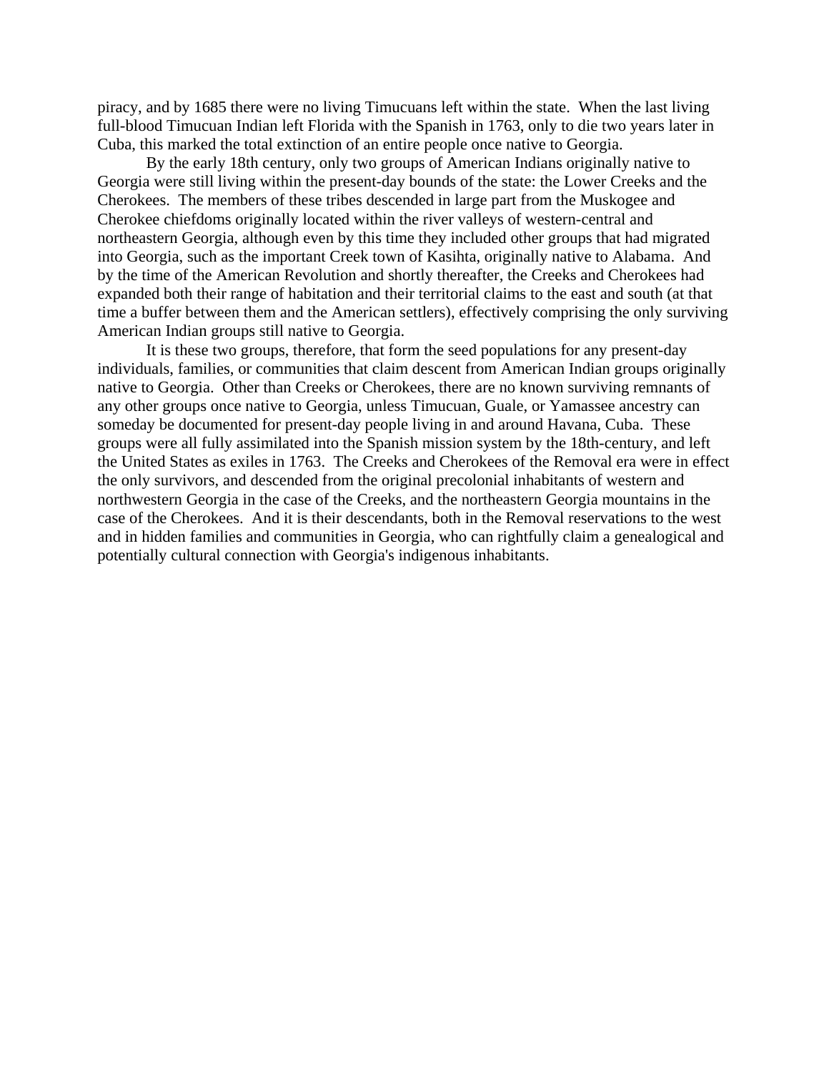piracy, and by 1685 there were no living Timucuans left within the state. When the last living full-blood Timucuan Indian left Florida with the Spanish in 1763, only to die two years later in Cuba, this marked the total extinction of an entire people once native to Georgia.

By the early 18th century, only two groups of American Indians originally native to Georgia were still living within the present-day bounds of the state: the Lower Creeks and the Cherokees. The members of these tribes descended in large part from the Muskogee and Cherokee chiefdoms originally located within the river valleys of western-central and northeastern Georgia, although even by this time they included other groups that had migrated into Georgia, such as the important Creek town of Kasihta, originally native to Alabama. And by the time of the American Revolution and shortly thereafter, the Creeks and Cherokees had expanded both their range of habitation and their territorial claims to the east and south (at that time a buffer between them and the American settlers), effectively comprising the only surviving American Indian groups still native to Georgia.

It is these two groups, therefore, that form the seed populations for any present-day individuals, families, or communities that claim descent from American Indian groups originally native to Georgia. Other than Creeks or Cherokees, there are no known surviving remnants of any other groups once native to Georgia, unless Timucuan, Guale, or Yamassee ancestry can someday be documented for present-day people living in and around Havana, Cuba. These groups were all fully assimilated into the Spanish mission system by the 18th-century, and left the United States as exiles in 1763. The Creeks and Cherokees of the Removal era were in effect the only survivors, and descended from the original precolonial inhabitants of western and northwestern Georgia in the case of the Creeks, and the northeastern Georgia mountains in the case of the Cherokees. And it is their descendants, both in the Removal reservations to the west and in hidden families and communities in Georgia, who can rightfully claim a genealogical and potentially cultural connection with Georgia's indigenous inhabitants.